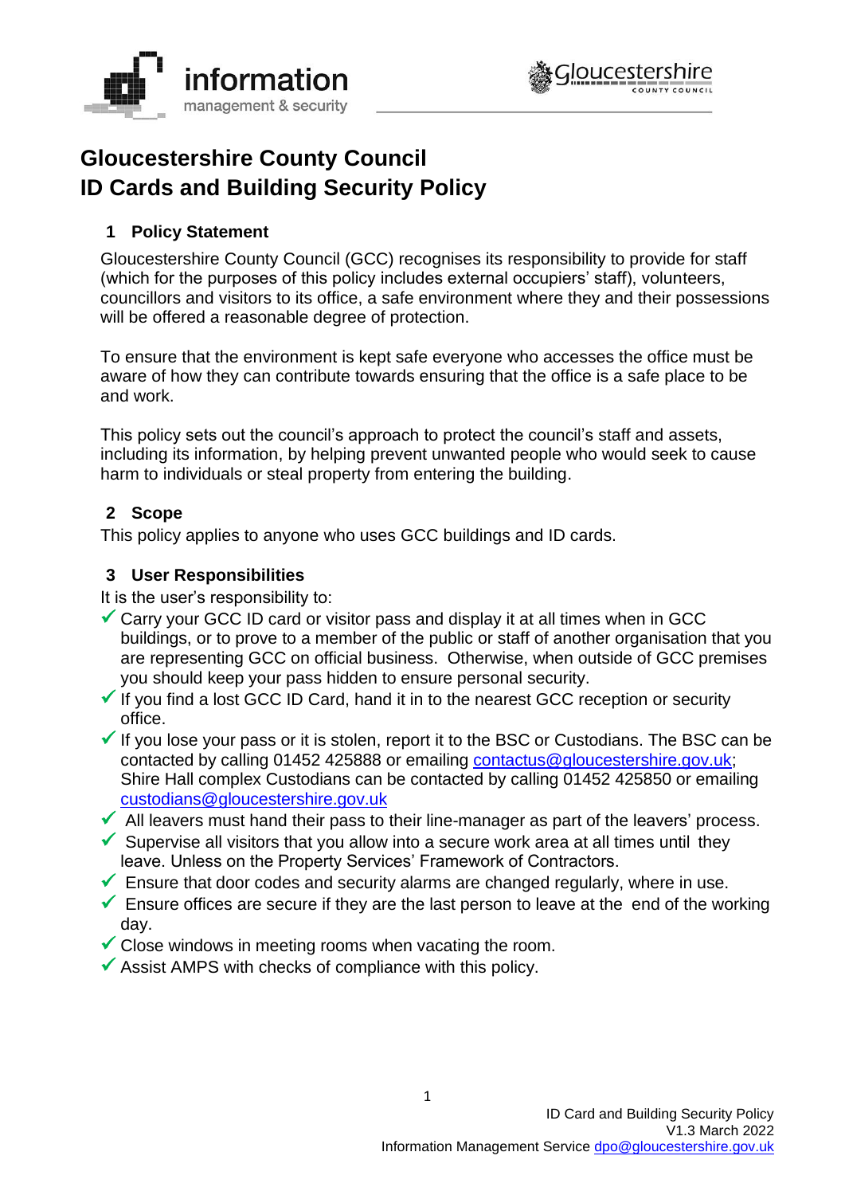# Gloucestershire County Council
# ID Cards and Building Security Policy

## 1 Policy Statement

Gloucestershire County Council (GCC) recognises its responsibility to provide for staff (which for the purposes of this policy includes external occupiers' staff), volunteers, councillors and visitors to its office, a safe environment where they and their possessions will be offered a reasonable degree of protection.

To ensure that the environment is kept safe everyone who accesses the office must be aware of how they can contribute towards ensuring that the office is a safe place to be and work.

This policy sets out the council's approach to protect the council's staff and assets, including its information, by helping prevent unwanted people who would seek to cause harm to individuals or steal property from entering the building.

## 2 Scope

This policy applies to anyone who uses GCC buildings and ID cards.

## 3 User Responsibilities

It is the user's responsibility to:

- ✓ Carry your GCC ID card or visitor pass and display it at all times when in GCC buildings, or to prove to a member of the public or staff of another organisation that you are representing GCC on official business. Otherwise, when outside of GCC premises you should keep your pass hidden to ensure personal security.
- ✓ If you find a lost GCC ID Card, hand it in to the nearest GCC reception or security office.
- ✓ If you lose your pass or it is stolen, report it to the BSC or Custodians. The BSC can be contacted by calling 01452 425888 or emailing contactus@gloucestershire.gov.uk; Shire Hall complex Custodians can be contacted by calling 01452 425850 or emailing custodians@gloucestershire.gov.uk
- ✓ All leavers must hand their pass to their line-manager as part of the leavers' process.
- ✓ Supervise all visitors that you allow into a secure work area at all times until they leave. Unless on the Property Services' Framework of Contractors.
- ✓ Ensure that door codes and security alarms are changed regularly, where in use.
- ✓ Ensure offices are secure if they are the last person to leave at the end of the working day.
- ✓ Close windows in meeting rooms when vacating the room.
- ✓ Assist AMPS with checks of compliance with this policy.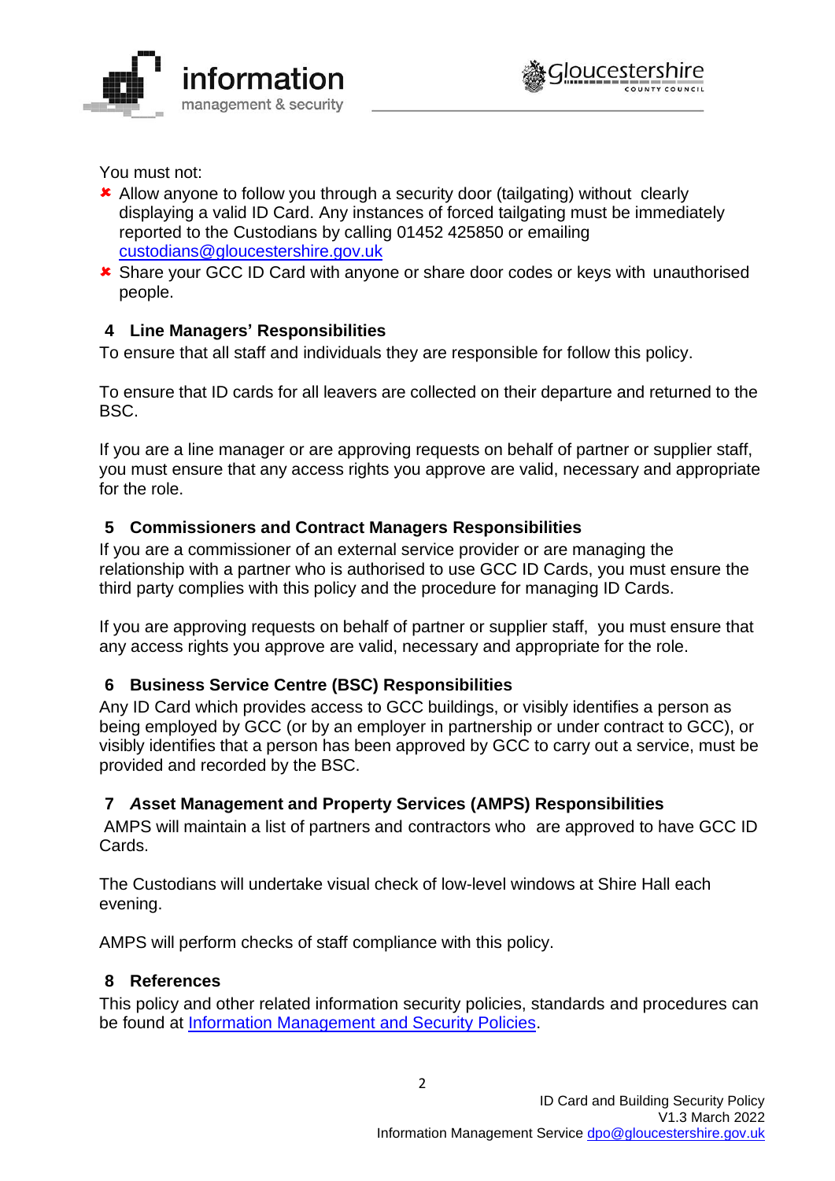You must not:

- ✘ Allow anyone to follow you through a security door (tailgating) without clearly displaying a valid ID Card. Any instances of forced tailgating must be immediately reported to the Custodians by calling 01452 425850 or emailing [custodians@gloucestershire.gov.uk](mailto:custodians@gloucestershire.gov.uk)
- ✘ Share your GCC ID Card with anyone or share door codes or keys with unauthorised people.

## 4 Line Managers' Responsibilities

To ensure that all staff and individuals they are responsible for follow this policy.

To ensure that ID cards for all leavers are collected on their departure and returned to the BSC.

If you are a line manager or are approving requests on behalf of partner or supplier staff, you must ensure that any access rights you approve are valid, necessary and appropriate for the role.

## 5 Commissioners and Contract Managers Responsibilities

If you are a commissioner of an external service provider or are managing the relationship with a partner who is authorised to use GCC ID Cards, you must ensure the third party complies with this policy and the procedure for managing ID Cards.

If you are approving requests on behalf of partner or supplier staff, you must ensure that any access rights you approve are valid, necessary and appropriate for the role.

## 6 Business Service Centre (BSC) Responsibilities

Any ID Card which provides access to GCC buildings, or visibly identifies a person as being employed by GCC (or by an employer in partnership or under contract to GCC), or visibly identifies that a person has been approved by GCC to carry out a service, must be provided and recorded by the BSC.

## 7 *A*sset Management and Property Services (AMPS) Responsibilities

AMPS will maintain a list of partners and contractors who are approved to have GCC ID Cards.

The Custodians will undertake visual check of low-level windows at Shire Hall each evening.

AMPS will perform checks of staff compliance with this policy.

## 8 References

This policy and other related information security policies, standards and procedures can be found at [Information Management and Security Policies](#).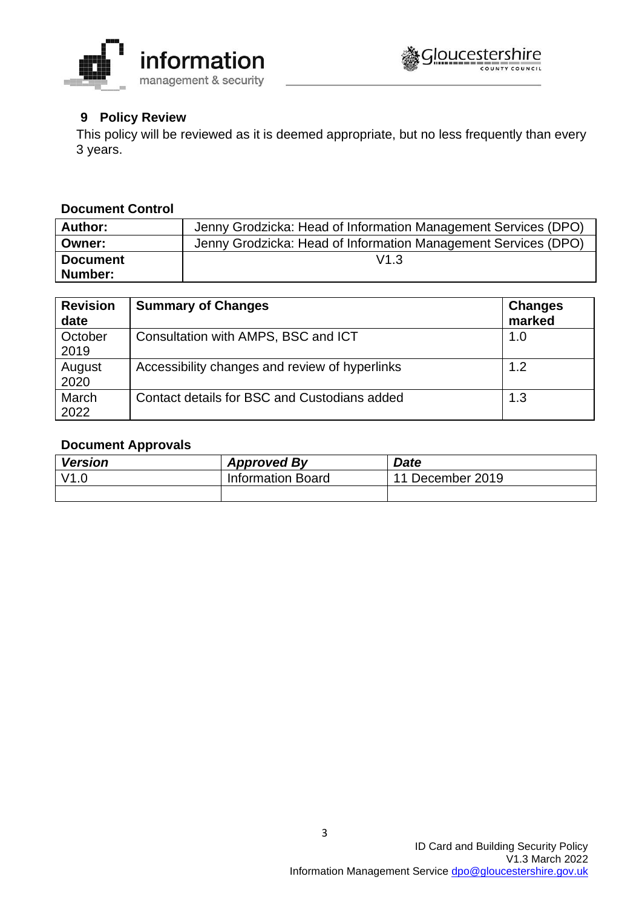## 9 Policy Review

This policy will be reviewed as it is deemed appropriate, but no less frequently than every 3 years.

### Document Control

| | |
|---|---|
| **Author:** | Jenny Grodzicka: Head of Information Management Services (DPO) |
| **Owner:** | Jenny Grodzicka: Head of Information Management Services (DPO) |
| **Document Number:** | V1.3 |

| **Revision date** | **Summary of Changes** | **Changes marked** |
|---|---|---|
| October 2019 | Consultation with AMPS, BSC and ICT | 1.0 |
| August 2020 | Accessibility changes and review of hyperlinks | 1.2 |
| March 2022 | Contact details for BSC and Custodians added | 1.3 |

### Document Approvals

| ***Version*** | ***Approved By*** | ***Date*** |
|---|---|---|
| V1.0 | Information Board | 11 December 2019 |
| | | |